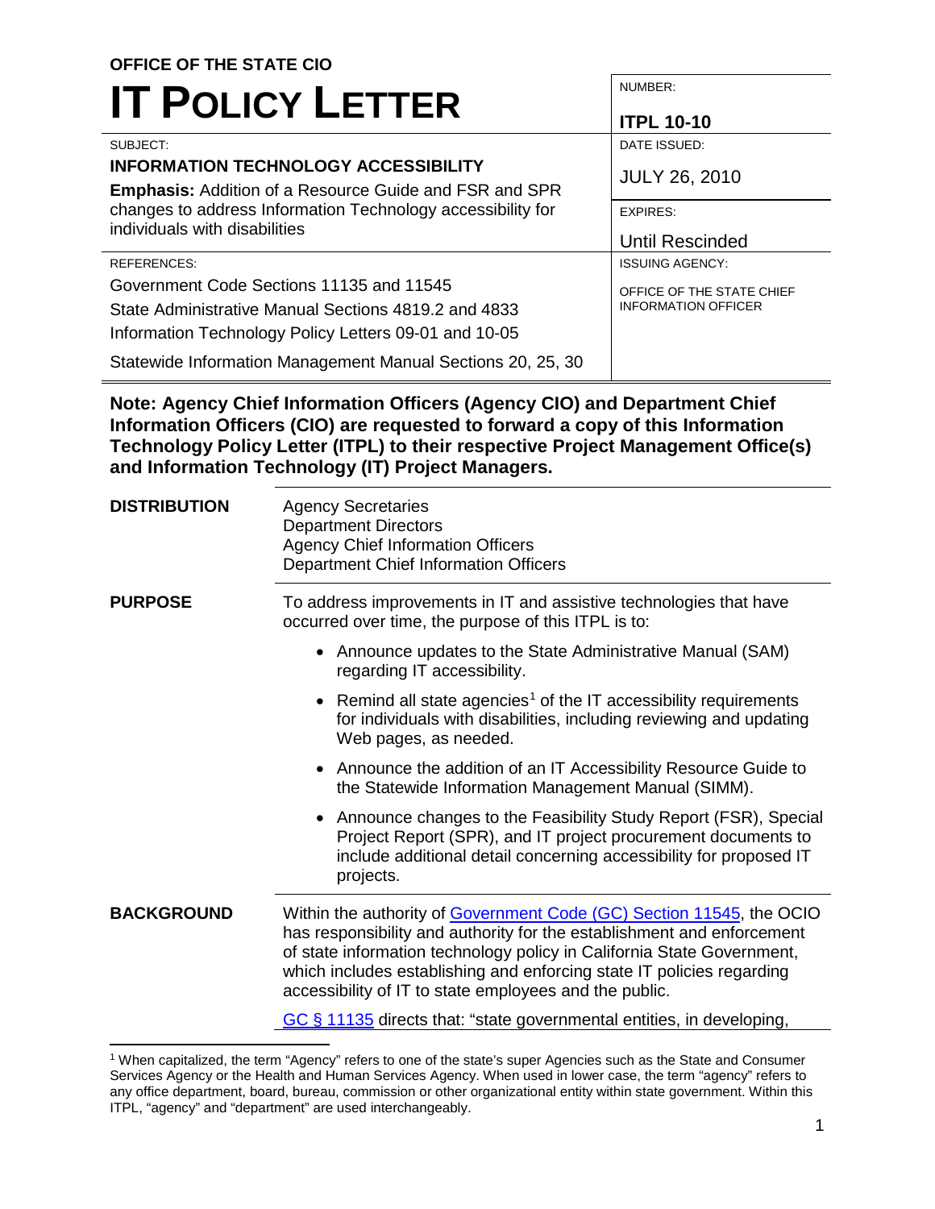**OFFICE OF THE STATE CIO**

# IT POLICY LETTER

| | |
|---|---|
| SUBJECT: **INFORMATION TECHNOLOGY ACCESSIBILITY** **Emphasis:** Addition of a Resource Guide and FSR and SPR changes to address Information Technology accessibility for individuals with disabilities | NUMBER: **ITPL 10-10** |
| | DATE ISSUED: JULY 26, 2010 |
| | EXPIRES: Until Rescinded |
| REFERENCES: Government Code Sections 11135 and 11545; State Administrative Manual Sections 4819.2 and 4833; Information Technology Policy Letters 09-01 and 10-05; Statewide Information Management Manual Sections 20, 25, 30 | ISSUING AGENCY: OFFICE OF THE STATE CHIEF INFORMATION OFFICER |

**Note: Agency Chief Information Officers (Agency CIO) and Department Chief Information Officers (CIO) are requested to forward a copy of this Information Technology Policy Letter (ITPL) to their respective Project Management Office(s) and Information Technology (IT) Project Managers.**

**DISTRIBUTION**

Agency Secretaries
Department Directors
Agency Chief Information Officers
Department Chief Information Officers

**PURPOSE**

To address improvements in IT and assistive technologies that have occurred over time, the purpose of this ITPL is to:

- Announce updates to the State Administrative Manual (SAM) regarding IT accessibility.
- Remind all state agencies[1] of the IT accessibility requirements for individuals with disabilities, including reviewing and updating Web pages, as needed.
- Announce the addition of an IT Accessibility Resource Guide to the Statewide Information Management Manual (SIMM).
- Announce changes to the Feasibility Study Report (FSR), Special Project Report (SPR), and IT project procurement documents to include additional detail concerning accessibility for proposed IT projects.

**BACKGROUND**

Within the authority of Government Code (GC) Section 11545, the OCIO has responsibility and authority for the establishment and enforcement of state information technology policy in California State Government, which includes establishing and enforcing state IT policies regarding accessibility of IT to state employees and the public.

GC § 11135 directs that: "state governmental entities, in developing,

[1] When capitalized, the term "Agency" refers to one of the state's super Agencies such as the State and Consumer Services Agency or the Health and Human Services Agency. When used in lower case, the term "agency" refers to any office department, board, bureau, commission or other organizational entity within state government. Within this ITPL, "agency" and "department" are used interchangeably.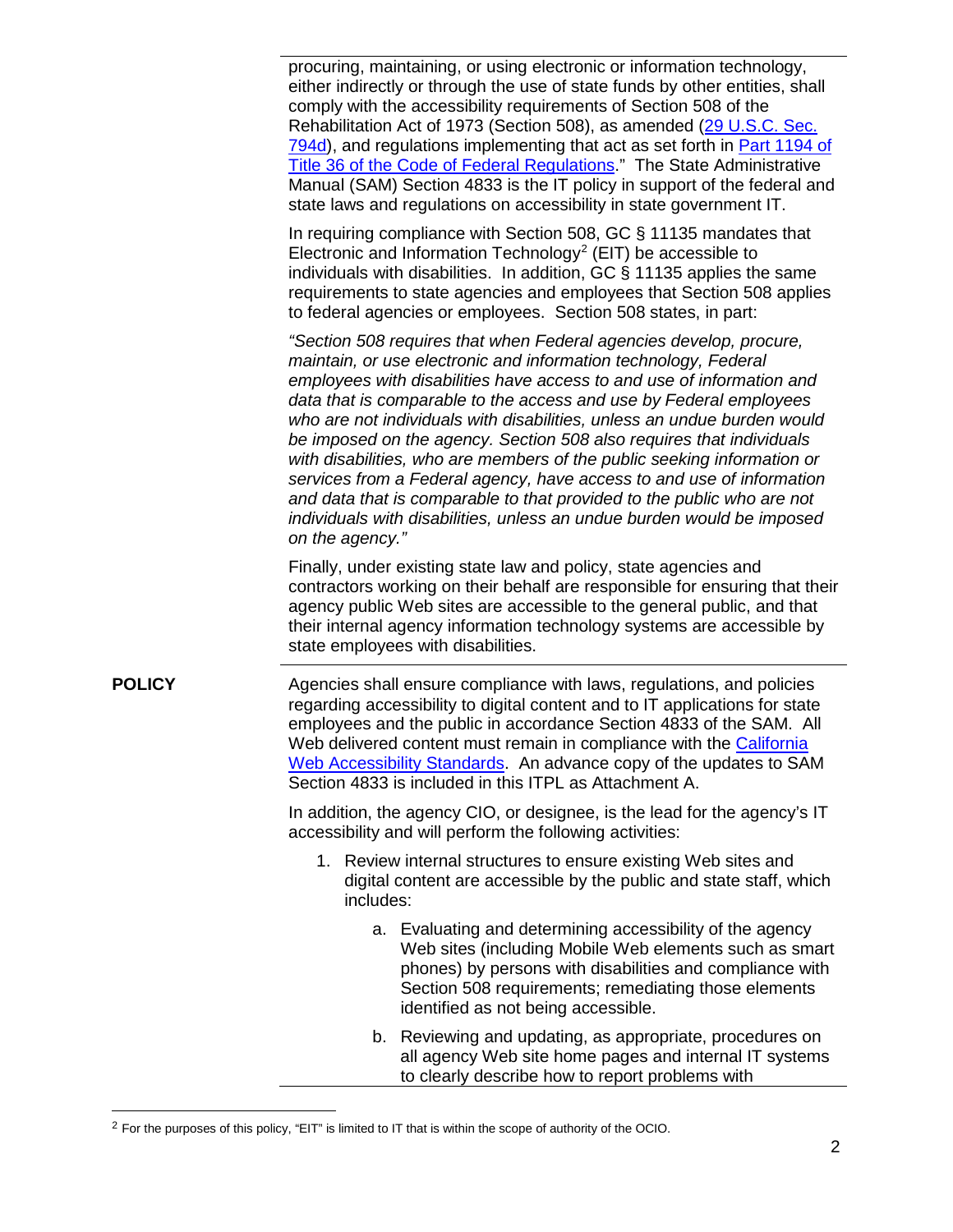procuring, maintaining, or using electronic or information technology, either indirectly or through the use of state funds by other entities, shall comply with the accessibility requirements of Section 508 of the Rehabilitation Act of 1973 (Section 508), as amended ([29 U.S.C. Sec. 794d]), and regulations implementing that act as set forth in [Part 1194 of Title 36 of the Code of Federal Regulations]." The State Administrative Manual (SAM) Section 4833 is the IT policy in support of the federal and state laws and regulations on accessibility in state government IT.

In requiring compliance with Section 508, GC § 11135 mandates that Electronic and Information Technology[2] (EIT) be accessible to individuals with disabilities. In addition, GC § 11135 applies the same requirements to state agencies and employees that Section 508 applies to federal agencies or employees. Section 508 states, in part:

*"Section 508 requires that when Federal agencies develop, procure, maintain, or use electronic and information technology, Federal employees with disabilities have access to and use of information and data that is comparable to the access and use by Federal employees who are not individuals with disabilities, unless an undue burden would be imposed on the agency. Section 508 also requires that individuals with disabilities, who are members of the public seeking information or services from a Federal agency, have access to and use of information and data that is comparable to that provided to the public who are not individuals with disabilities, unless an undue burden would be imposed on the agency."*

Finally, under existing state law and policy, state agencies and contractors working on their behalf are responsible for ensuring that their agency public Web sites are accessible to the general public, and that their internal agency information technology systems are accessible by state employees with disabilities.

**POLICY**

Agencies shall ensure compliance with laws, regulations, and policies regarding accessibility to digital content and to IT applications for state employees and the public in accordance Section 4833 of the SAM. All Web delivered content must remain in compliance with the [California Web Accessibility Standards]. An advance copy of the updates to SAM Section 4833 is included in this ITPL as Attachment A.

In addition, the agency CIO, or designee, is the lead for the agency's IT accessibility and will perform the following activities:

1. Review internal structures to ensure existing Web sites and digital content are accessible by the public and state staff, which includes:

    a. Evaluating and determining accessibility of the agency Web sites (including Mobile Web elements such as smart phones) by persons with disabilities and compliance with Section 508 requirements; remediating those elements identified as not being accessible.

    b. Reviewing and updating, as appropriate, procedures on all agency Web site home pages and internal IT systems to clearly describe how to report problems with

[2] For the purposes of this policy, "EIT" is limited to IT that is within the scope of authority of the OCIO.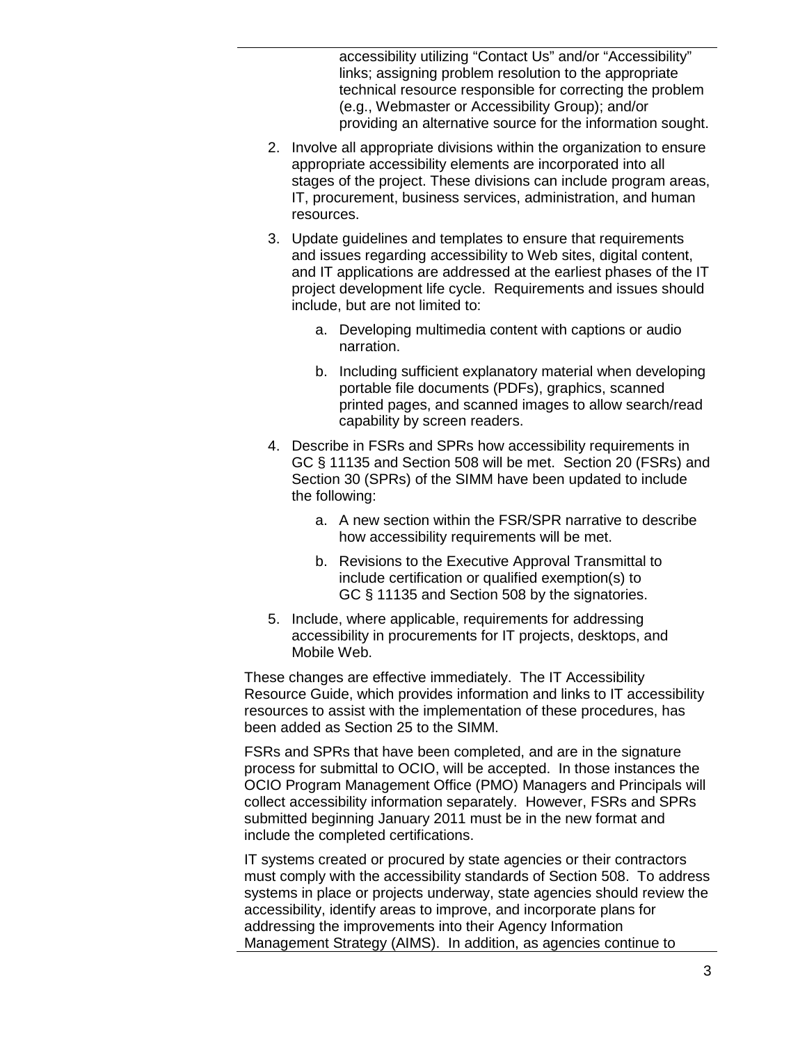accessibility utilizing "Contact Us" and/or "Accessibility" links; assigning problem resolution to the appropriate technical resource responsible for correcting the problem (e.g., Webmaster or Accessibility Group); and/or providing an alternative source for the information sought.

2. Involve all appropriate divisions within the organization to ensure appropriate accessibility elements are incorporated into all stages of the project. These divisions can include program areas, IT, procurement, business services, administration, and human resources.

3. Update guidelines and templates to ensure that requirements and issues regarding accessibility to Web sites, digital content, and IT applications are addressed at the earliest phases of the IT project development life cycle. Requirements and issues should include, but are not limited to:

    a. Developing multimedia content with captions or audio narration.

    b. Including sufficient explanatory material when developing portable file documents (PDFs), graphics, scanned printed pages, and scanned images to allow search/read capability by screen readers.

4. Describe in FSRs and SPRs how accessibility requirements in GC § 11135 and Section 508 will be met. Section 20 (FSRs) and Section 30 (SPRs) of the SIMM have been updated to include the following:

    a. A new section within the FSR/SPR narrative to describe how accessibility requirements will be met.

    b. Revisions to the Executive Approval Transmittal to include certification or qualified exemption(s) to GC § 11135 and Section 508 by the signatories.

5. Include, where applicable, requirements for addressing accessibility in procurements for IT projects, desktops, and Mobile Web.

These changes are effective immediately. The IT Accessibility Resource Guide, which provides information and links to IT accessibility resources to assist with the implementation of these procedures, has been added as Section 25 to the SIMM.

FSRs and SPRs that have been completed, and are in the signature process for submittal to OCIO, will be accepted. In those instances the OCIO Program Management Office (PMO) Managers and Principals will collect accessibility information separately. However, FSRs and SPRs submitted beginning January 2011 must be in the new format and include the completed certifications.

IT systems created or procured by state agencies or their contractors must comply with the accessibility standards of Section 508. To address systems in place or projects underway, state agencies should review the accessibility, identify areas to improve, and incorporate plans for addressing the improvements into their Agency Information Management Strategy (AIMS). In addition, as agencies continue to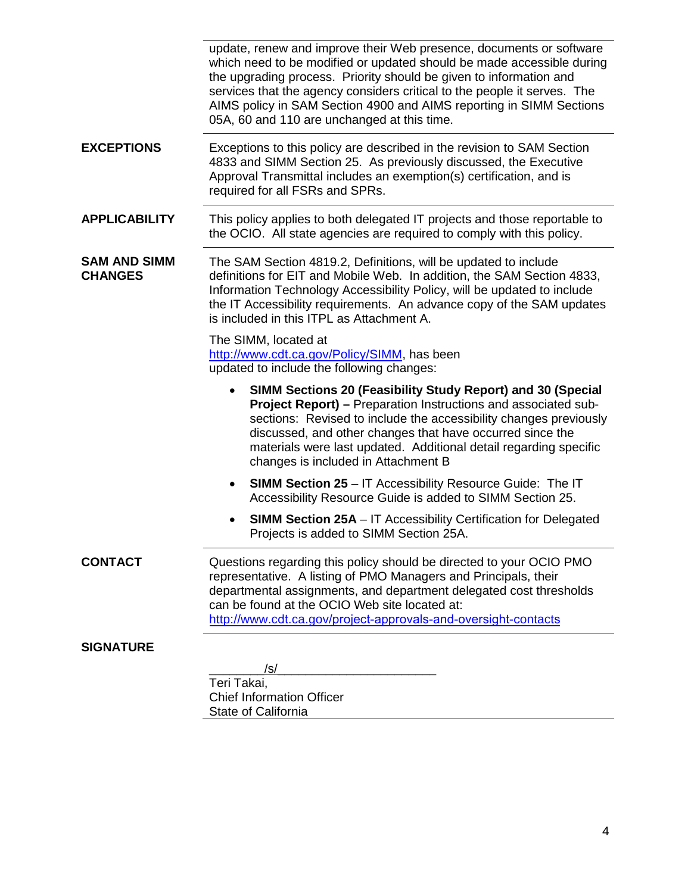update, renew and improve their Web presence, documents or software which need to be modified or updated should be made accessible during the upgrading process. Priority should be given to information and services that the agency considers critical to the people it serves. The AIMS policy in SAM Section 4900 and AIMS reporting in SIMM Sections 05A, 60 and 110 are unchanged at this time.

**EXCEPTIONS**

Exceptions to this policy are described in the revision to SAM Section 4833 and SIMM Section 25. As previously discussed, the Executive Approval Transmittal includes an exemption(s) certification, and is required for all FSRs and SPRs.

**APPLICABILITY**

This policy applies to both delegated IT projects and those reportable to the OCIO. All state agencies are required to comply with this policy.

**SAM AND SIMM CHANGES**

The SAM Section 4819.2, Definitions, will be updated to include definitions for EIT and Mobile Web. In addition, the SAM Section 4833, Information Technology Accessibility Policy, will be updated to include the IT Accessibility requirements. An advance copy of the SAM updates is included in this ITPL as Attachment A.

The SIMM, located at http://www.cdt.ca.gov/Policy/SIMM, has been updated to include the following changes:

- **SIMM Sections 20 (Feasibility Study Report) and 30 (Special Project Report) –** Preparation Instructions and associated sub-sections: Revised to include the accessibility changes previously discussed, and other changes that have occurred since the materials were last updated. Additional detail regarding specific changes is included in Attachment B
- **SIMM Section 25** – IT Accessibility Resource Guide: The IT Accessibility Resource Guide is added to SIMM Section 25.
- **SIMM Section 25A** – IT Accessibility Certification for Delegated Projects is added to SIMM Section 25A.

**CONTACT**

Questions regarding this policy should be directed to your OCIO PMO representative. A listing of PMO Managers and Principals, their departmental assignments, and department delegated cost thresholds can be found at the OCIO Web site located at: http://www.cdt.ca.gov/project-approvals-and-oversight-contacts

**SIGNATURE**

/s/

Teri Takai,
Chief Information Officer
State of California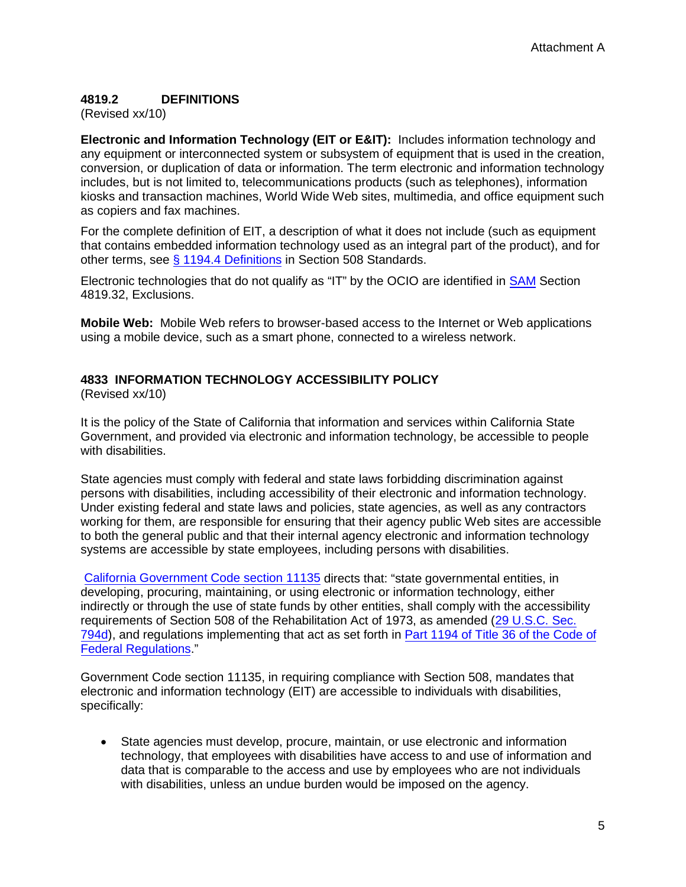### 4819.2 DEFINITIONS

(Revised xx/10)

**Electronic and Information Technology (EIT or E&IT):** Includes information technology and any equipment or interconnected system or subsystem of equipment that is used in the creation, conversion, or duplication of data or information. The term electronic and information technology includes, but is not limited to, telecommunications products (such as telephones), information kiosks and transaction machines, World Wide Web sites, multimedia, and office equipment such as copiers and fax machines.

For the complete definition of EIT, a description of what it does not include (such as equipment that contains embedded information technology used as an integral part of the product), and for other terms, see § 1194.4 Definitions in Section 508 Standards.

Electronic technologies that do not qualify as "IT" by the OCIO are identified in SAM Section 4819.32, Exclusions.

**Mobile Web:** Mobile Web refers to browser-based access to the Internet or Web applications using a mobile device, such as a smart phone, connected to a wireless network.

### 4833 INFORMATION TECHNOLOGY ACCESSIBILITY POLICY

(Revised xx/10)

It is the policy of the State of California that information and services within California State Government, and provided via electronic and information technology, be accessible to people with disabilities.

State agencies must comply with federal and state laws forbidding discrimination against persons with disabilities, including accessibility of their electronic and information technology. Under existing federal and state laws and policies, state agencies, as well as any contractors working for them, are responsible for ensuring that their agency public Web sites are accessible to both the general public and that their internal agency electronic and information technology systems are accessible by state employees, including persons with disabilities.

California Government Code section 11135 directs that: "state governmental entities, in developing, procuring, maintaining, or using electronic or information technology, either indirectly or through the use of state funds by other entities, shall comply with the accessibility requirements of Section 508 of the Rehabilitation Act of 1973, as amended (29 U.S.C. Sec. 794d), and regulations implementing that act as set forth in Part 1194 of Title 36 of the Code of Federal Regulations."

Government Code section 11135, in requiring compliance with Section 508, mandates that electronic and information technology (EIT) are accessible to individuals with disabilities, specifically:

- State agencies must develop, procure, maintain, or use electronic and information technology, that employees with disabilities have access to and use of information and data that is comparable to the access and use by employees who are not individuals with disabilities, unless an undue burden would be imposed on the agency.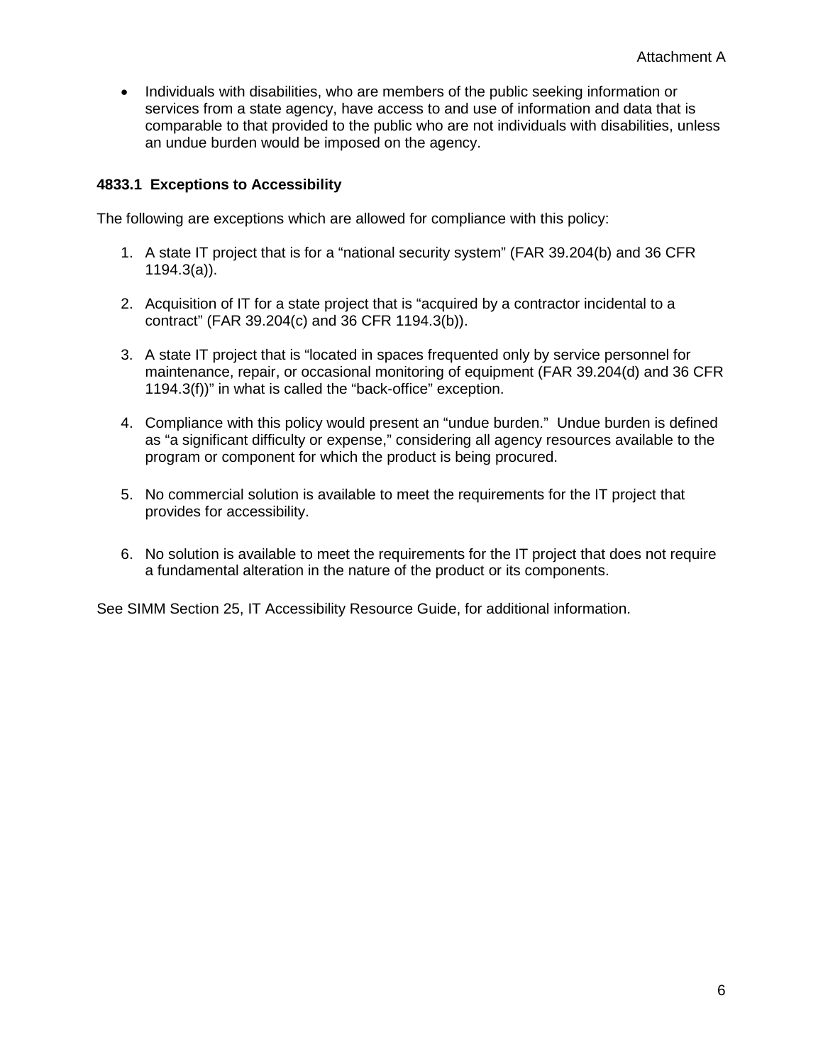- Individuals with disabilities, who are members of the public seeking information or services from a state agency, have access to and use of information and data that is comparable to that provided to the public who are not individuals with disabilities, unless an undue burden would be imposed on the agency.

### 4833.1 Exceptions to Accessibility

The following are exceptions which are allowed for compliance with this policy:

1. A state IT project that is for a "national security system" (FAR 39.204(b) and 36 CFR 1194.3(a)).

2. Acquisition of IT for a state project that is "acquired by a contractor incidental to a contract" (FAR 39.204(c) and 36 CFR 1194.3(b)).

3. A state IT project that is "located in spaces frequented only by service personnel for maintenance, repair, or occasional monitoring of equipment (FAR 39.204(d) and 36 CFR 1194.3(f))" in what is called the "back-office" exception.

4. Compliance with this policy would present an "undue burden." Undue burden is defined as "a significant difficulty or expense," considering all agency resources available to the program or component for which the product is being procured.

5. No commercial solution is available to meet the requirements for the IT project that provides for accessibility.

6. No solution is available to meet the requirements for the IT project that does not require a fundamental alteration in the nature of the product or its components.

See SIMM Section 25, IT Accessibility Resource Guide, for additional information.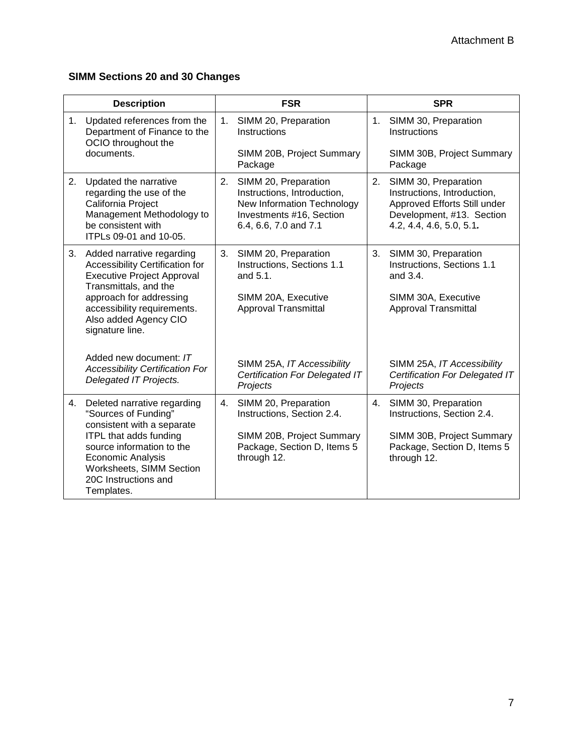Attachment B

## SIMM Sections 20 and 30 Changes

| Description | FSR | SPR |
|---|---|---|
| 1. Updated references from the Department of Finance to the OCIO throughout the documents. | 1. SIMM 20, Preparation Instructions<br><br>SIMM 20B, Project Summary Package | 1. SIMM 30, Preparation Instructions<br><br>SIMM 30B, Project Summary Package |
| 2. Updated the narrative regarding the use of the California Project Management Methodology to be consistent with ITPLs 09-01 and 10-05. | 2. SIMM 20, Preparation Instructions, Introduction, New Information Technology Investments #16, Section 6.4, 6.6, 7.0 and 7.1 | 2. SIMM 30, Preparation Instructions, Introduction, Approved Efforts Still under Development, #13. Section 4.2, 4.4, 4.6, 5.0, 5.1**.** |
| 3. Added narrative regarding Accessibility Certification for Executive Project Approval Transmittals, and the approach for addressing accessibility requirements. Also added Agency CIO signature line.<br><br>Added new document: *IT Accessibility Certification For Delegated IT Projects.* | 3. SIMM 20, Preparation Instructions, Sections 1.1 and 5.1.<br><br>SIMM 20A, Executive Approval Transmittal<br><br>SIMM 25A, *IT Accessibility Certification For Delegated IT Projects* | 3. SIMM 30, Preparation Instructions, Sections 1.1 and 3.4.<br><br>SIMM 30A, Executive Approval Transmittal<br><br>SIMM 25A, *IT Accessibility Certification For Delegated IT Projects* |
| 4. Deleted narrative regarding "Sources of Funding" consistent with a separate ITPL that adds funding source information to the Economic Analysis Worksheets, SIMM Section 20C Instructions and Templates. | 4. SIMM 20, Preparation Instructions, Section 2.4.<br><br>SIMM 20B, Project Summary Package, Section D, Items 5 through 12. | 4. SIMM 30, Preparation Instructions, Section 2.4.<br><br>SIMM 30B, Project Summary Package, Section D, Items 5 through 12. |